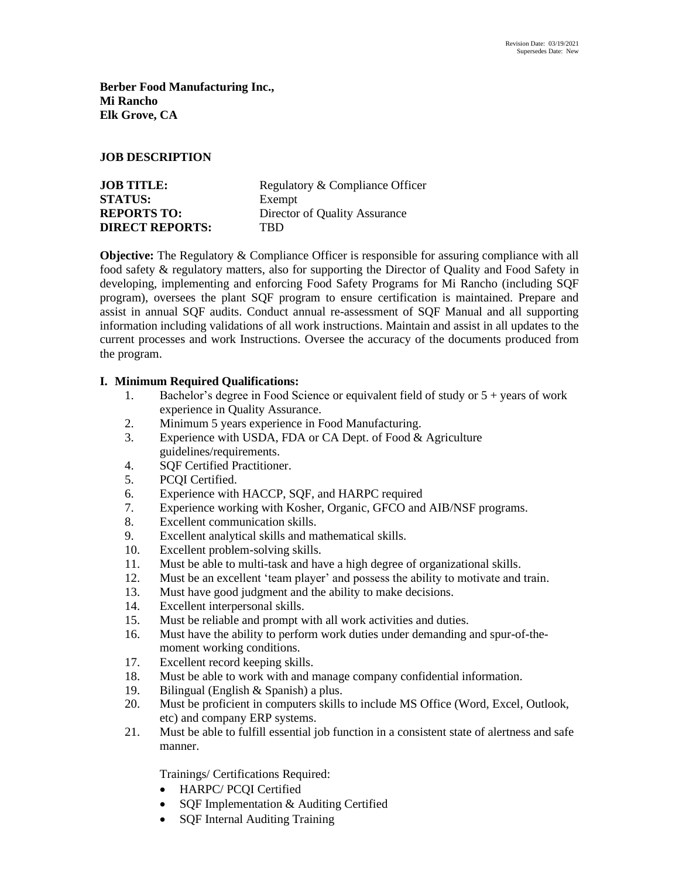Revision Date: 03/19/2021
Supersedes Date: New

**Berber Food Manufacturing Inc.,**
**Mi Rancho**
**Elk Grove, CA**

**JOB DESCRIPTION**

**JOB TITLE:** Regulatory & Compliance Officer
**STATUS:** Exempt
**REPORTS TO:** Director of Quality Assurance
**DIRECT REPORTS:** TBD

**Objective:** The Regulatory & Compliance Officer is responsible for assuring compliance with all food safety & regulatory matters, also for supporting the Director of Quality and Food Safety in developing, implementing and enforcing Food Safety Programs for Mi Rancho (including SQF program), oversees the plant SQF program to ensure certification is maintained. Prepare and assist in annual SQF audits. Conduct annual re-assessment of SQF Manual and all supporting information including validations of all work instructions. Maintain and assist in all updates to the current processes and work Instructions. Oversee the accuracy of the documents produced from the program.

**I. Minimum Required Qualifications:**

1. Bachelor's degree in Food Science or equivalent field of study or 5 + years of work experience in Quality Assurance.
2. Minimum 5 years experience in Food Manufacturing.
3. Experience with USDA, FDA or CA Dept. of Food & Agriculture guidelines/requirements.
4. SQF Certified Practitioner.
5. PCQI Certified.
6. Experience with HACCP, SQF, and HARPC required
7. Experience working with Kosher, Organic, GFCO and AIB/NSF programs.
8. Excellent communication skills.
9. Excellent analytical skills and mathematical skills.
10. Excellent problem-solving skills.
11. Must be able to multi-task and have a high degree of organizational skills.
12. Must be an excellent 'team player' and possess the ability to motivate and train.
13. Must have good judgment and the ability to make decisions.
14. Excellent interpersonal skills.
15. Must be reliable and prompt with all work activities and duties.
16. Must have the ability to perform work duties under demanding and spur-of-the-moment working conditions.
17. Excellent record keeping skills.
18. Must be able to work with and manage company confidential information.
19. Bilingual (English & Spanish) a plus.
20. Must be proficient in computers skills to include MS Office (Word, Excel, Outlook, etc) and company ERP systems.
21. Must be able to fulfill essential job function in a consistent state of alertness and safe manner.

Trainings/ Certifications Required:

- HARPC/ PCQI Certified
- SQF Implementation & Auditing Certified
- SQF Internal Auditing Training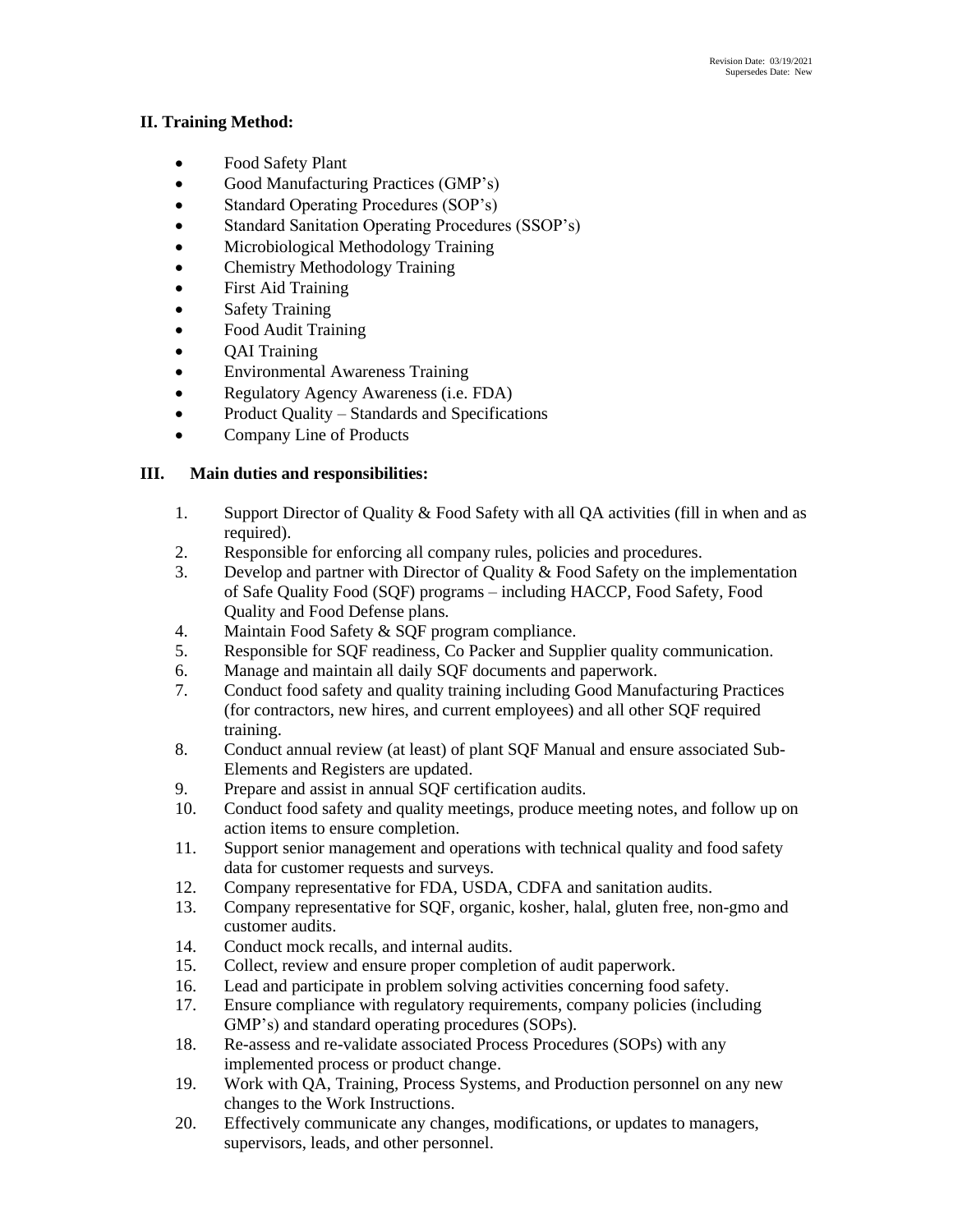## II. Training Method:

- Food Safety Plant
- Good Manufacturing Practices (GMP's)
- Standard Operating Procedures (SOP's)
- Standard Sanitation Operating Procedures (SSOP's)
- Microbiological Methodology Training
- Chemistry Methodology Training
- First Aid Training
- Safety Training
- Food Audit Training
- QAI Training
- Environmental Awareness Training
- Regulatory Agency Awareness (i.e. FDA)
- Product Quality – Standards and Specifications
- Company Line of Products

## III. Main duties and responsibilities:

1. Support Director of Quality & Food Safety with all QA activities (fill in when and as required).
2. Responsible for enforcing all company rules, policies and procedures.
3. Develop and partner with Director of Quality & Food Safety on the implementation of Safe Quality Food (SQF) programs – including HACCP, Food Safety, Food Quality and Food Defense plans.
4. Maintain Food Safety & SQF program compliance.
5. Responsible for SQF readiness, Co Packer and Supplier quality communication.
6. Manage and maintain all daily SQF documents and paperwork.
7. Conduct food safety and quality training including Good Manufacturing Practices (for contractors, new hires, and current employees) and all other SQF required training.
8. Conduct annual review (at least) of plant SQF Manual and ensure associated Sub-Elements and Registers are updated.
9. Prepare and assist in annual SQF certification audits.
10. Conduct food safety and quality meetings, produce meeting notes, and follow up on action items to ensure completion.
11. Support senior management and operations with technical quality and food safety data for customer requests and surveys.
12. Company representative for FDA, USDA, CDFA and sanitation audits.
13. Company representative for SQF, organic, kosher, halal, gluten free, non-gmo and customer audits.
14. Conduct mock recalls, and internal audits.
15. Collect, review and ensure proper completion of audit paperwork.
16. Lead and participate in problem solving activities concerning food safety.
17. Ensure compliance with regulatory requirements, company policies (including GMP's) and standard operating procedures (SOPs).
18. Re-assess and re-validate associated Process Procedures (SOPs) with any implemented process or product change.
19. Work with QA, Training, Process Systems, and Production personnel on any new changes to the Work Instructions.
20. Effectively communicate any changes, modifications, or updates to managers, supervisors, leads, and other personnel.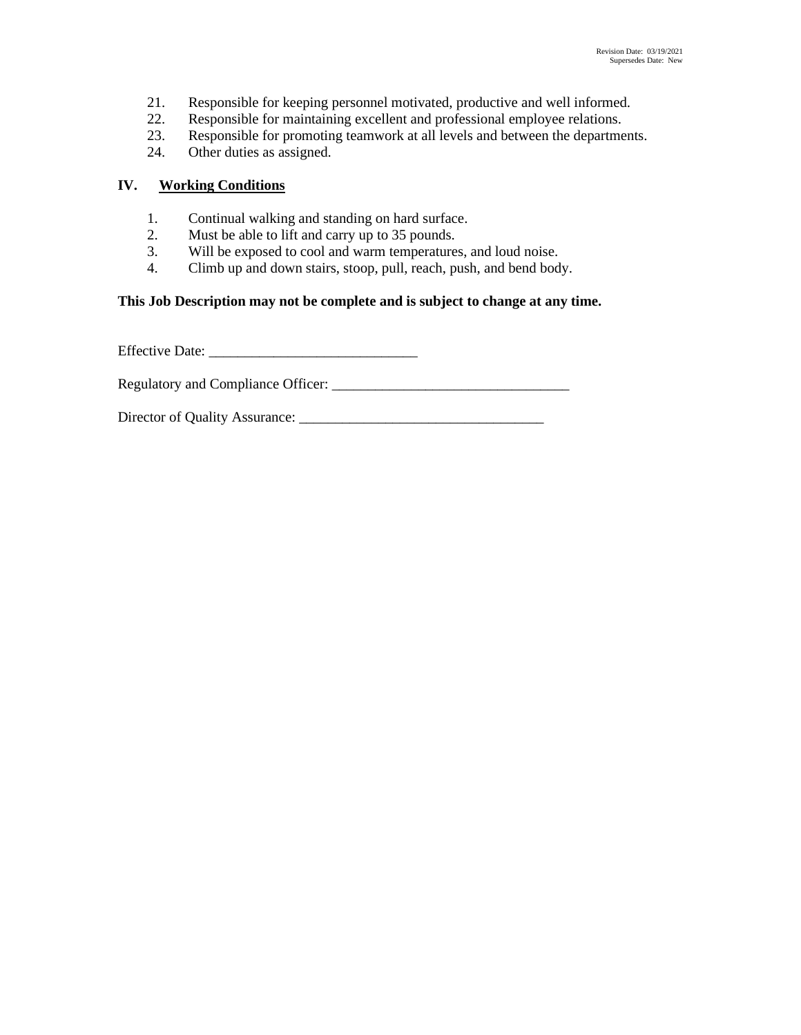21. Responsible for keeping personnel motivated, productive and well informed.
22. Responsible for maintaining excellent and professional employee relations.
23. Responsible for promoting teamwork at all levels and between the departments.
24. Other duties as assigned.

## IV. Working Conditions

1. Continual walking and standing on hard surface.
2. Must be able to lift and carry up to 35 pounds.
3. Will be exposed to cool and warm temperatures, and loud noise.
4. Climb up and down stairs, stoop, pull, reach, push, and bend body.

**This Job Description may not be complete and is subject to change at any time.**

Effective Date: _____________________________

Regulatory and Compliance Officer: _________________________________

Director of Quality Assurance: __________________________________